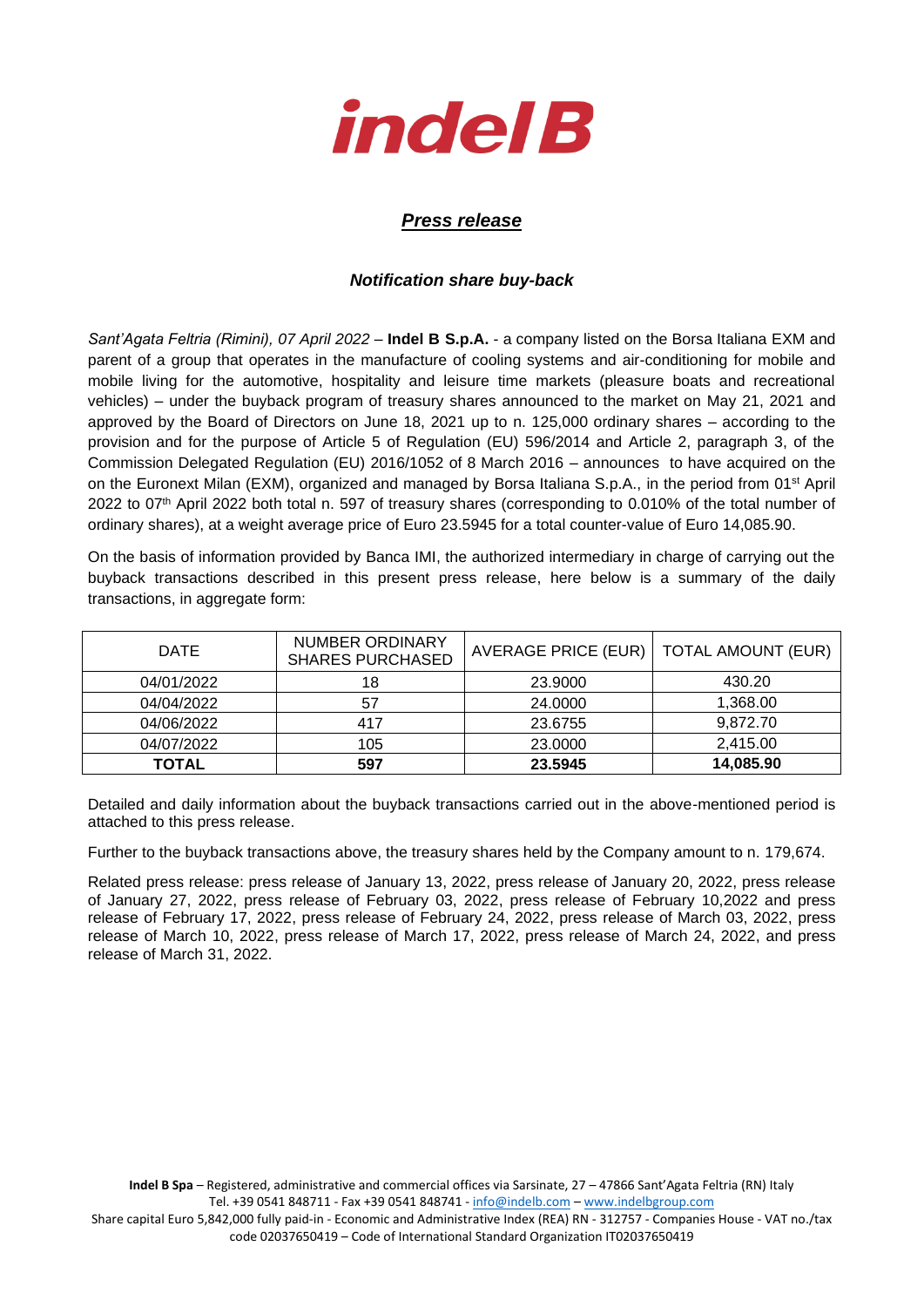# indelB

## *Press release*

### *Notification share buy-back*

*Sant'Agata Feltria (Rimini), 07 April 2022* – **Indel B S.p.A.** - a company listed on the Borsa Italiana EXM and parent of a group that operates in the manufacture of cooling systems and air-conditioning for mobile and mobile living for the automotive, hospitality and leisure time markets (pleasure boats and recreational vehicles) – under the buyback program of treasury shares announced to the market on May 21, 2021 and approved by the Board of Directors on June 18, 2021 up to n. 125,000 ordinary shares – according to the provision and for the purpose of Article 5 of Regulation (EU) 596/2014 and Article 2, paragraph 3, of the Commission Delegated Regulation (EU) 2016/1052 of 8 March 2016 – announces to have acquired on the on the Euronext Milan (EXM), organized and managed by Borsa Italiana S.p.A., in the period from 01st April 2022 to 07th April 2022 both total n. 597 of treasury shares (corresponding to 0.010% of the total number of ordinary shares), at a weight average price of Euro 23.5945 for a total counter-value of Euro 14,085.90.

On the basis of information provided by Banca IMI, the authorized intermediary in charge of carrying out the buyback transactions described in this present press release, here below is a summary of the daily transactions, in aggregate form:

| DATE | NUMBER ORDINARY SHARES PURCHASED | AVERAGE PRICE (EUR) | TOTAL AMOUNT (EUR) |
|---|---|---|---|
| 04/01/2022 | 18 | 23.9000 | 430.20 |
| 04/04/2022 | 57 | 24.0000 | 1,368.00 |
| 04/06/2022 | 417 | 23.6755 | 9,872.70 |
| 04/07/2022 | 105 | 23.0000 | 2,415.00 |
| **TOTAL** | **597** | **23.5945** | **14,085.90** |

Detailed and daily information about the buyback transactions carried out in the above-mentioned period is attached to this press release.

Further to the buyback transactions above, the treasury shares held by the Company amount to n. 179,674.

Related press release: press release of January 13, 2022, press release of January 20, 2022, press release of January 27, 2022, press release of February 03, 2022, press release of February 10,2022 and press release of February 17, 2022, press release of February 24, 2022, press release of March 03, 2022, press release of March 10, 2022, press release of March 17, 2022, press release of March 24, 2022, and press release of March 31, 2022.

**Indel B Spa** – Registered, administrative and commercial offices via Sarsinate, 27 – 47866 Sant'Agata Feltria (RN) Italy
Tel. +39 0541 848711 - Fax +39 0541 848741 - info@indelb.com – www.indelbgroup.com
Share capital Euro 5,842,000 fully paid-in - Economic and Administrative Index (REA) RN - 312757 - Companies House - VAT no./tax code 02037650419 – Code of International Standard Organization IT02037650419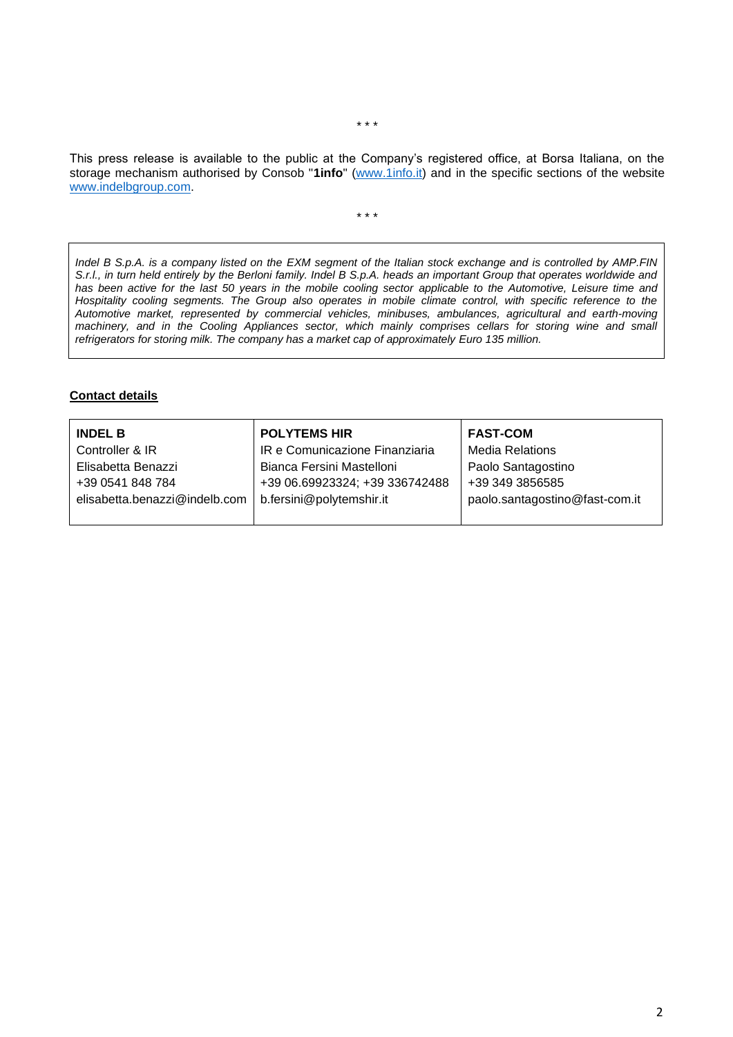\* \* \*

This press release is available to the public at the Company's registered office, at Borsa Italiana, on the storage mechanism authorised by Consob "**1info**" ([www.1info.it](www.1info.it)) and in the specific sections of the website [www.indelbgroup.com](www.indelbgroup.com).

\* \* \*

*Indel B S.p.A. is a company listed on the EXM segment of the Italian stock exchange and is controlled by AMP.FIN S.r.l., in turn held entirely by the Berloni family. Indel B S.p.A. heads an important Group that operates worldwide and has been active for the last 50 years in the mobile cooling sector applicable to the Automotive, Leisure time and Hospitality cooling segments. The Group also operates in mobile climate control, with specific reference to the Automotive market, represented by commercial vehicles, minibuses, ambulances, agricultural and earth-moving machinery, and in the Cooling Appliances sector, which mainly comprises cellars for storing wine and small refrigerators for storing milk. The company has a market cap of approximately Euro 135 million.*

**Contact details**

| **INDEL B** | **POLYTEMS HIR** | **FAST-COM** |
|---|---|---|
| Controller & IR | IR e Comunicazione Finanziaria | Media Relations |
| Elisabetta Benazzi | Bianca Fersini Mastelloni | Paolo Santagostino |
| +39 0541 848 784 | +39 06.69923324; +39 336742488 | +39 349 3856585 |
| elisabetta.benazzi@indelb.com | b.fersini@polytemshir.it | paolo.santagostino@fast-com.it |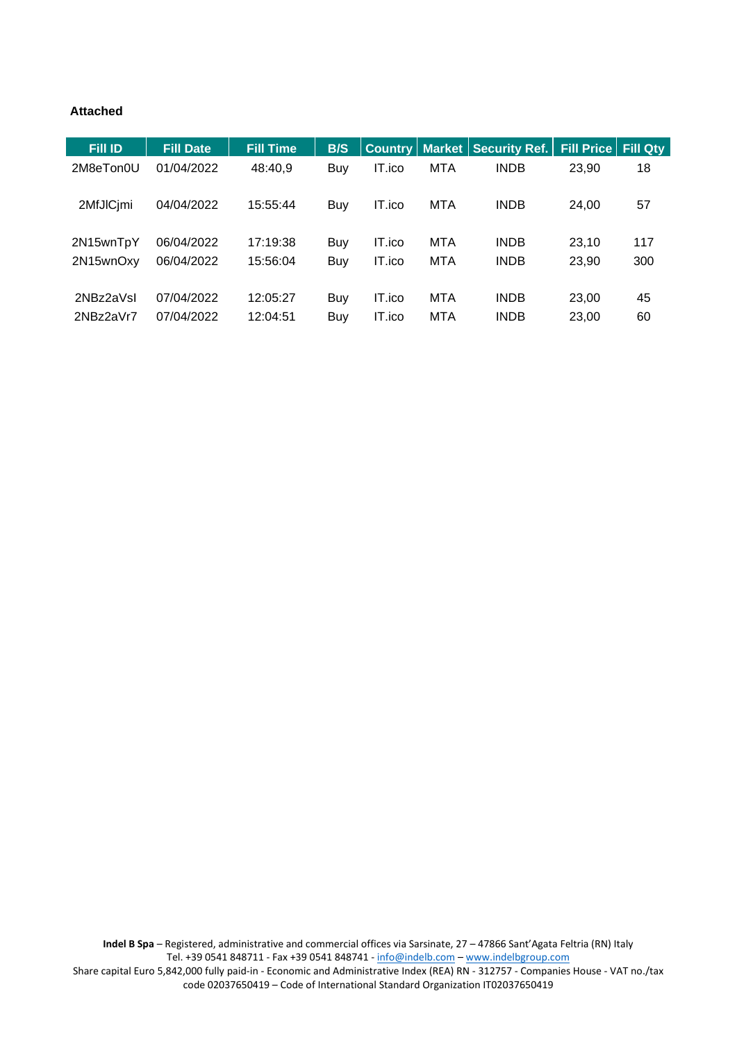**Attached**

| Fill ID | Fill Date | Fill Time | B/S | Country | Market | Security Ref. | Fill Price | Fill Qty |
|---|---|---|---|---|---|---|---|---|
| 2M8eTon0U | 01/04/2022 | 48:40,9 | Buy | IT.ico | MTA | INDB | 23,90 | 18 |
| 2MfJICjmi | 04/04/2022 | 15:55:44 | Buy | IT.ico | MTA | INDB | 24,00 | 57 |
| 2N15wnTpY | 06/04/2022 | 17:19:38 | Buy | IT.ico | MTA | INDB | 23,10 | 117 |
| 2N15wnOxy | 06/04/2022 | 15:56:04 | Buy | IT.ico | MTA | INDB | 23,90 | 300 |
| 2NBz2aVsI | 07/04/2022 | 12:05:27 | Buy | IT.ico | MTA | INDB | 23,00 | 45 |
| 2NBz2aVr7 | 07/04/2022 | 12:04:51 | Buy | IT.ico | MTA | INDB | 23,00 | 60 |

**Indel B Spa** – Registered, administrative and commercial offices via Sarsinate, 27 – 47866 Sant'Agata Feltria (RN) Italy
Tel. +39 0541 848711 - Fax +39 0541 848741 - info@indelb.com – www.indelbgroup.com
Share capital Euro 5,842,000 fully paid-in - Economic and Administrative Index (REA) RN - 312757 - Companies House - VAT no./tax code 02037650419 – Code of International Standard Organization IT02037650419